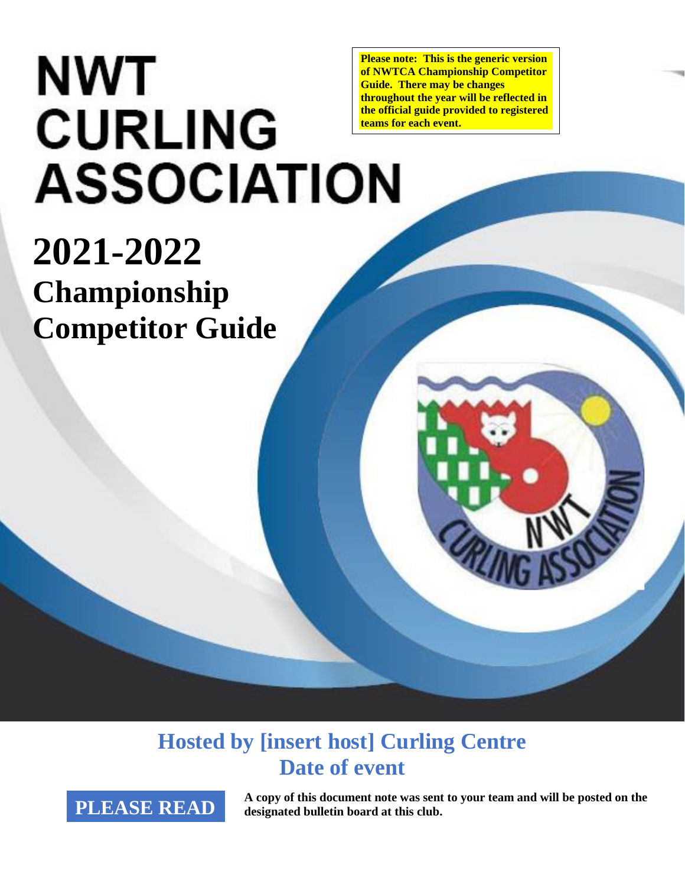**Please note: This is the generic version of NWTCA Championship Competitor Guide. There may be changes throughout the year will be reflected in the official guide provided to registered teams for each event.**

# NWT CURLING ASSOCIATION

# 2021-2022

## Championship Competitor Guide

## Hosted by [insert host] Curling Centre

## Date of event

**PLEASE READ**

**A copy of this document note was sent to your team and will be posted on the designated bulletin board at this club.**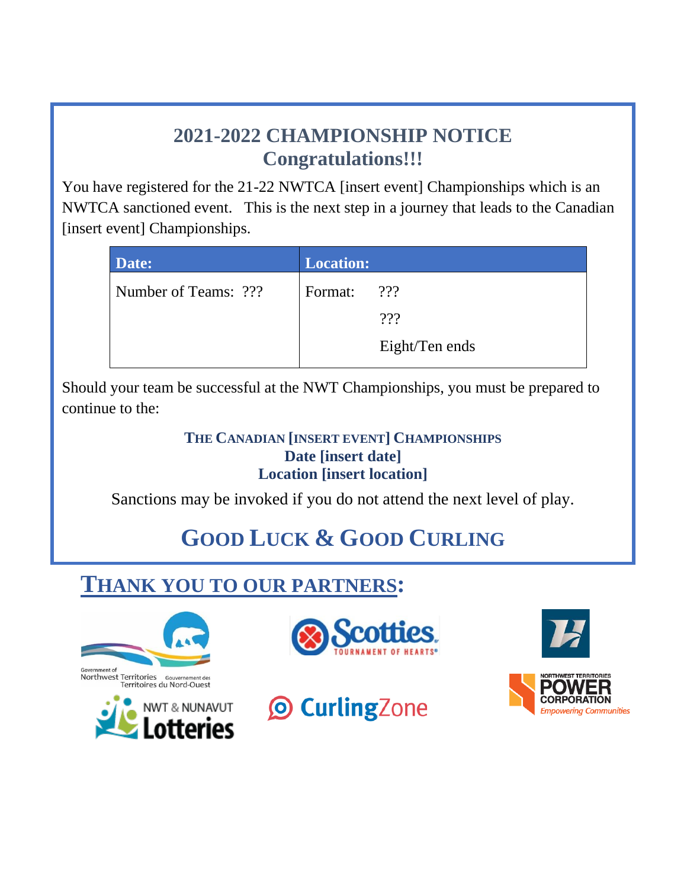## 2021-2022 CHAMPIONSHIP NOTICE
## Congratulations!!!

You have registered for the 21-22 NWTCA [insert event] Championships which is an NWTCA sanctioned event. This is the next step in a journey that leads to the Canadian [insert event] Championships.

| Date: | Location: |
|---|---|
| Number of Teams: ??? | Format: ??? |
| | ??? |
| | Eight/Ten ends |

Should your team be successful at the NWT Championships, you must be prepared to continue to the:

**THE CANADIAN [INSERT EVENT] CHAMPIONSHIPS**
**Date [insert date]**
**Location [insert location]**

Sanctions may be invoked if you do not attend the next level of play.

## GOOD LUCK & GOOD CURLING

## THANK YOU TO OUR PARTNERS:

Government of Northwest Territories / Gouvernement des Territoires du Nord-Ouest

Scotties Tournament of Hearts

NWT & Nunavut Lotteries

CurlingZone

Northwest Territories Power Corporation – Empowering Communities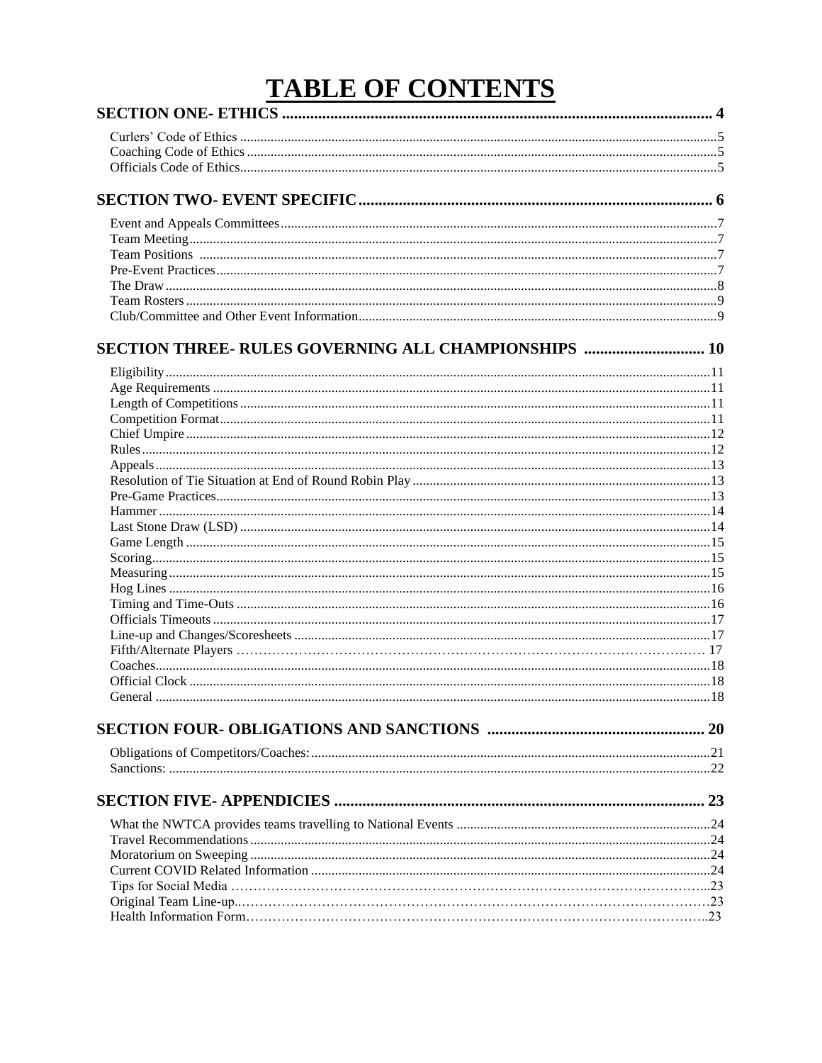# TABLE OF CONTENTS

**SECTION ONE- ETHICS** .......... 4

- Curlers' Code of Ethics .......... 5
- Coaching Code of Ethics .......... 5
- Officials Code of Ethics .......... 5

**SECTION TWO- EVENT SPECIFIC** .......... 6

- Event and Appeals Committees .......... 7
- Team Meeting .......... 7
- Team Positions .......... 7
- Pre-Event Practices .......... 7
- The Draw .......... 8
- Team Rosters .......... 9
- Club/Committee and Other Event Information .......... 9

**SECTION THREE- RULES GOVERNING ALL CHAMPIONSHIPS** .......... 10

- Eligibility .......... 11
- Age Requirements .......... 11
- Length of Competitions .......... 11
- Competition Format .......... 11
- Chief Umpire .......... 12
- Rules .......... 12
- Appeals .......... 13
- Resolution of Tie Situation at End of Round Robin Play .......... 13
- Pre-Game Practices .......... 13
- Hammer .......... 14
- Last Stone Draw (LSD) .......... 14
- Game Length .......... 15
- Scoring .......... 15
- Measuring .......... 15
- Hog Lines .......... 16
- Timing and Time-Outs .......... 16
- Officials Timeouts .......... 17
- Line-up and Changes/Scoresheets .......... 17
- Fifth/Alternate Players .......... 17
- Coaches .......... 18
- Official Clock .......... 18
- General .......... 18

**SECTION FOUR- OBLIGATIONS AND SANCTIONS** .......... 20

- Obligations of Competitors/Coaches: .......... 21
- Sanctions: .......... 22

**SECTION FIVE- APPENDICIES** .......... 23

- What the NWTCA provides teams travelling to National Events .......... 24
- Travel Recommendations .......... 24
- Moratorium on Sweeping .......... 24
- Current COVID Related Information .......... 24
- Tips for Social Media .......... 23
- Original Team Line-up .......... 23
- Health Information Form .......... 23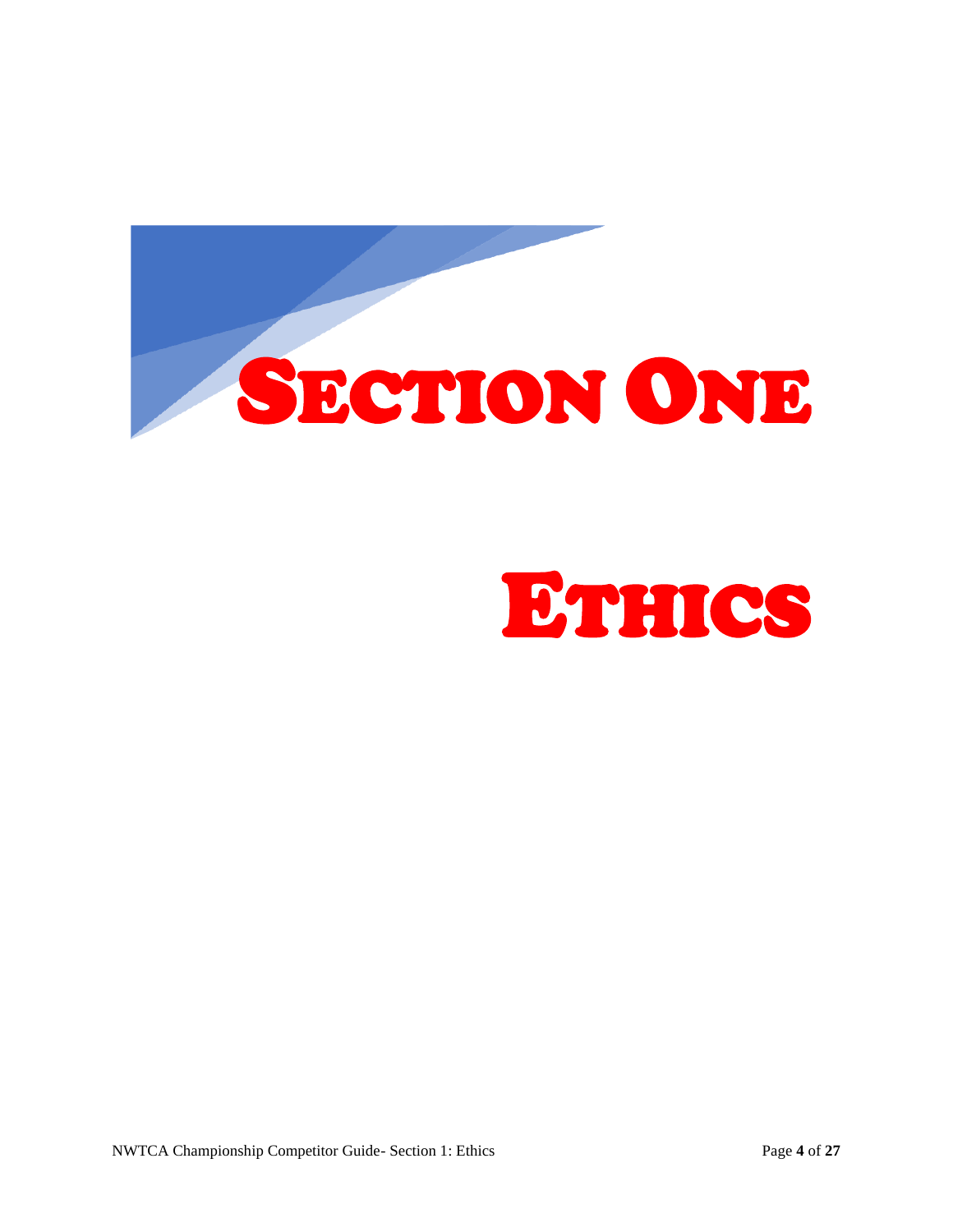# SECTION ONE

# ETHICS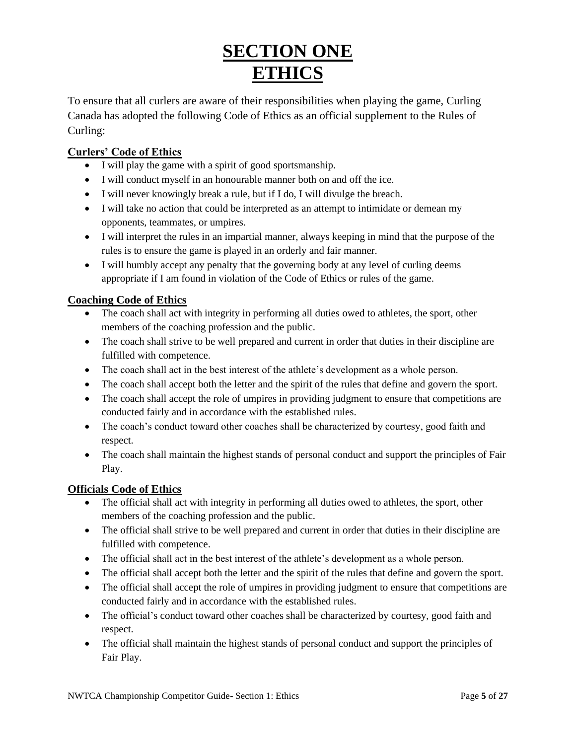# SECTION ONE
# ETHICS

To ensure that all curlers are aware of their responsibilities when playing the game, Curling Canada has adopted the following Code of Ethics as an official supplement to the Rules of Curling:

## Curlers' Code of Ethics

- I will play the game with a spirit of good sportsmanship.
- I will conduct myself in an honourable manner both on and off the ice.
- I will never knowingly break a rule, but if I do, I will divulge the breach.
- I will take no action that could be interpreted as an attempt to intimidate or demean my opponents, teammates, or umpires.
- I will interpret the rules in an impartial manner, always keeping in mind that the purpose of the rules is to ensure the game is played in an orderly and fair manner.
- I will humbly accept any penalty that the governing body at any level of curling deems appropriate if I am found in violation of the Code of Ethics or rules of the game.

## Coaching Code of Ethics

- The coach shall act with integrity in performing all duties owed to athletes, the sport, other members of the coaching profession and the public.
- The coach shall strive to be well prepared and current in order that duties in their discipline are fulfilled with competence.
- The coach shall act in the best interest of the athlete's development as a whole person.
- The coach shall accept both the letter and the spirit of the rules that define and govern the sport.
- The coach shall accept the role of umpires in providing judgment to ensure that competitions are conducted fairly and in accordance with the established rules.
- The coach's conduct toward other coaches shall be characterized by courtesy, good faith and respect.
- The coach shall maintain the highest stands of personal conduct and support the principles of Fair Play.

## Officials Code of Ethics

- The official shall act with integrity in performing all duties owed to athletes, the sport, other members of the coaching profession and the public.
- The official shall strive to be well prepared and current in order that duties in their discipline are fulfilled with competence.
- The official shall act in the best interest of the athlete's development as a whole person.
- The official shall accept both the letter and the spirit of the rules that define and govern the sport.
- The official shall accept the role of umpires in providing judgment to ensure that competitions are conducted fairly and in accordance with the established rules.
- The official's conduct toward other coaches shall be characterized by courtesy, good faith and respect.
- The official shall maintain the highest stands of personal conduct and support the principles of Fair Play.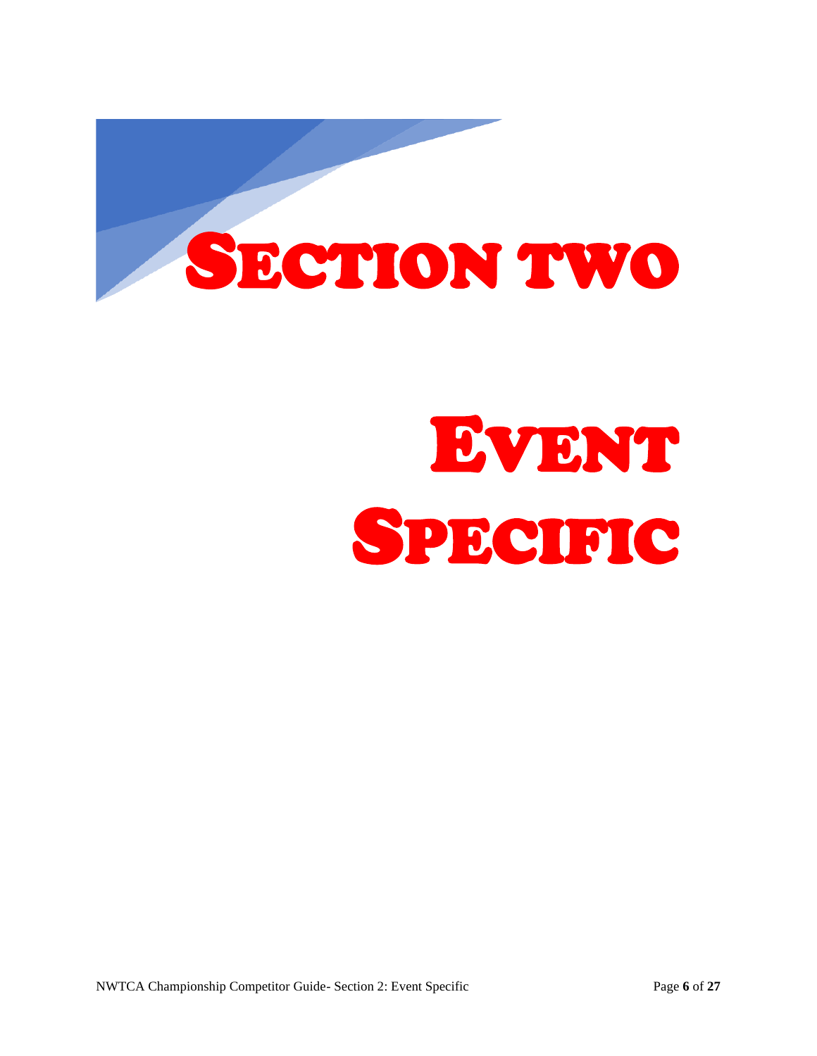# SECTION TWO

# EVENT SPECIFIC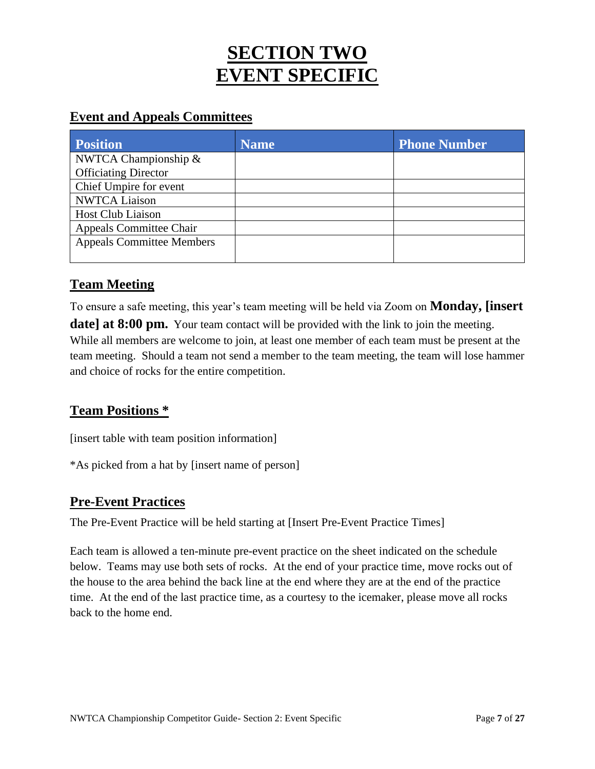# SECTION TWO
# EVENT SPECIFIC

## Event and Appeals Committees

| Position | Name | Phone Number |
| --- | --- | --- |
| NWTCA Championship & Officiating Director | | |
| Chief Umpire for event | | |
| NWTCA Liaison | | |
| Host Club Liaison | | |
| Appeals Committee Chair | | |
| Appeals Committee Members | | |

## Team Meeting

To ensure a safe meeting, this year's team meeting will be held via Zoom on **Monday, [insert date] at 8:00 pm.** Your team contact will be provided with the link to join the meeting. While all members are welcome to join, at least one member of each team must be present at the team meeting. Should a team not send a member to the team meeting, the team will lose hammer and choice of rocks for the entire competition.

## Team Positions *

[insert table with team position information]

*As picked from a hat by [insert name of person]

## Pre-Event Practices

The Pre-Event Practice will be held starting at [Insert Pre-Event Practice Times]

Each team is allowed a ten-minute pre-event practice on the sheet indicated on the schedule below. Teams may use both sets of rocks. At the end of your practice time, move rocks out of the house to the area behind the back line at the end where they are at the end of the practice time. At the end of the last practice time, as a courtesy to the icemaker, please move all rocks back to the home end.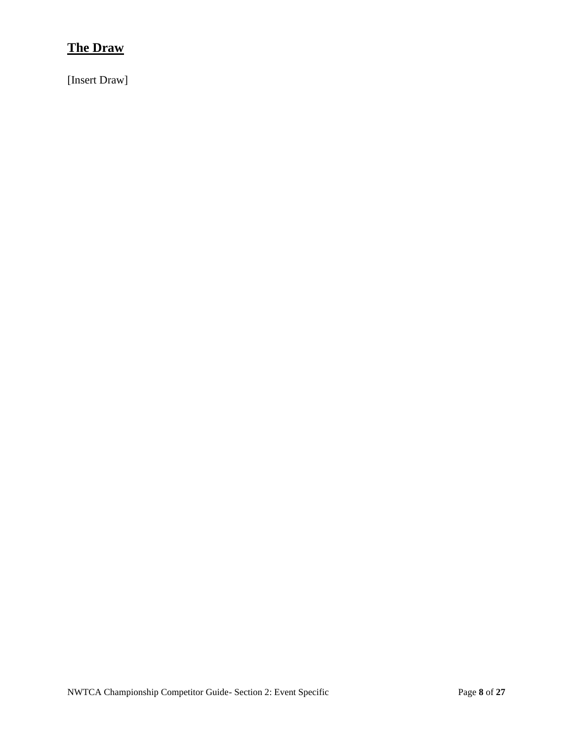## The Draw

[Insert Draw]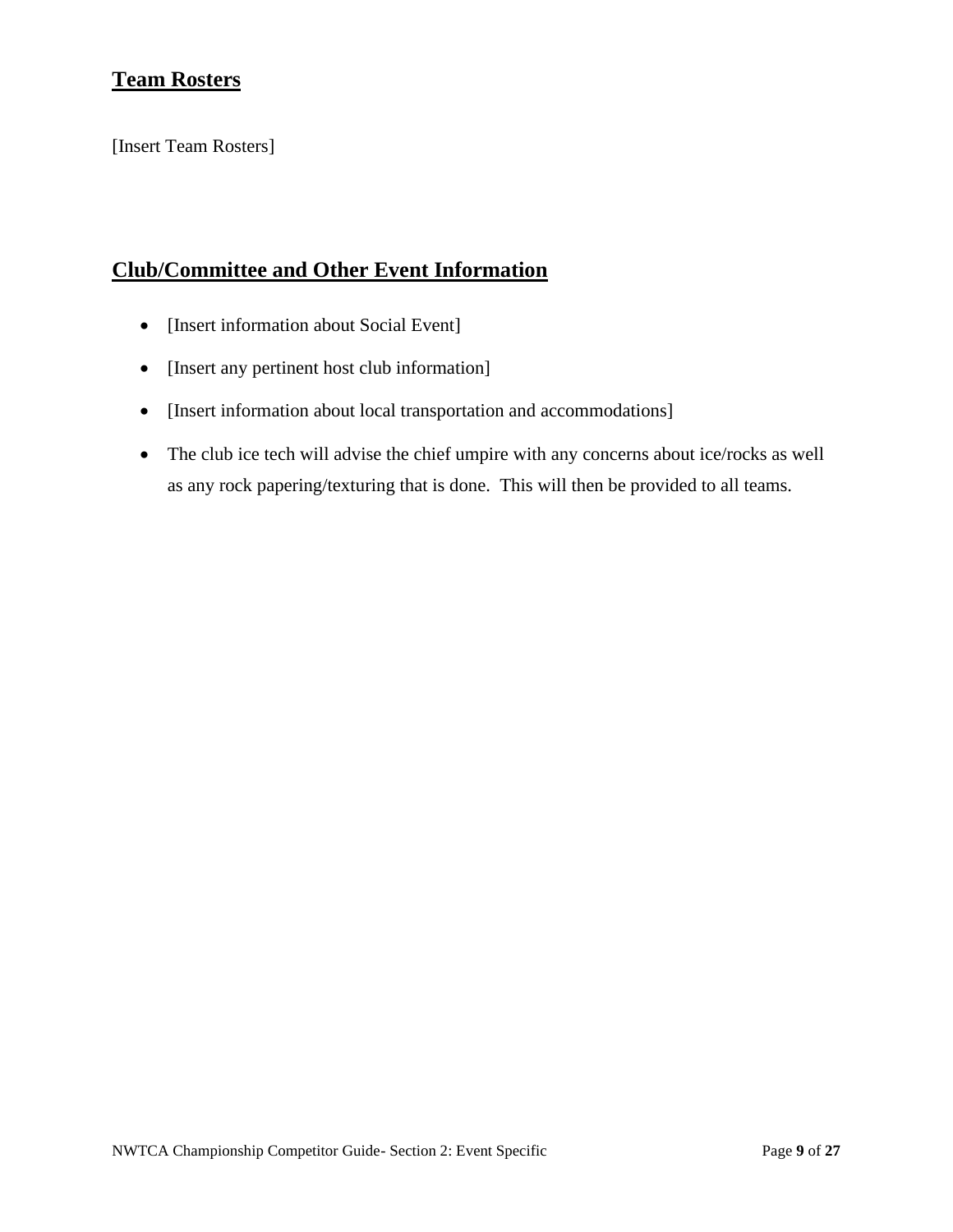## Team Rosters

[Insert Team Rosters]

## Club/Committee and Other Event Information

- [Insert information about Social Event]
- [Insert any pertinent host club information]
- [Insert information about local transportation and accommodations]
- The club ice tech will advise the chief umpire with any concerns about ice/rocks as well as any rock papering/texturing that is done.  This will then be provided to all teams.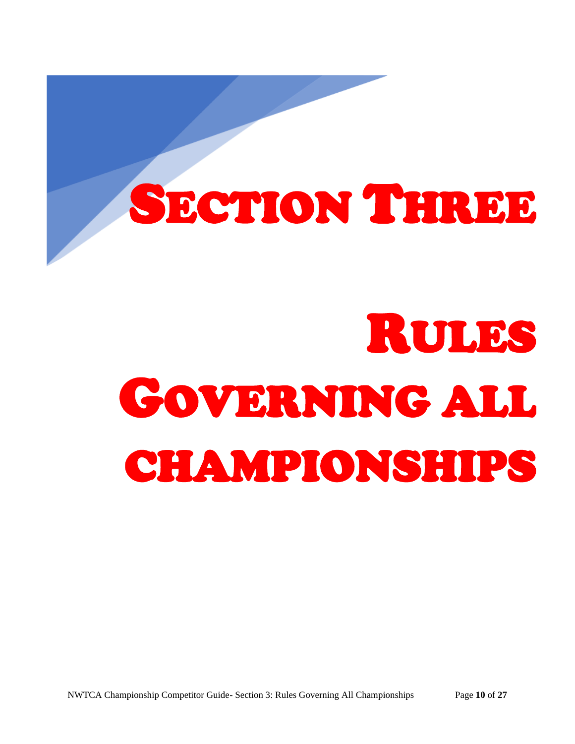# Section Three

# Rules Governing all championships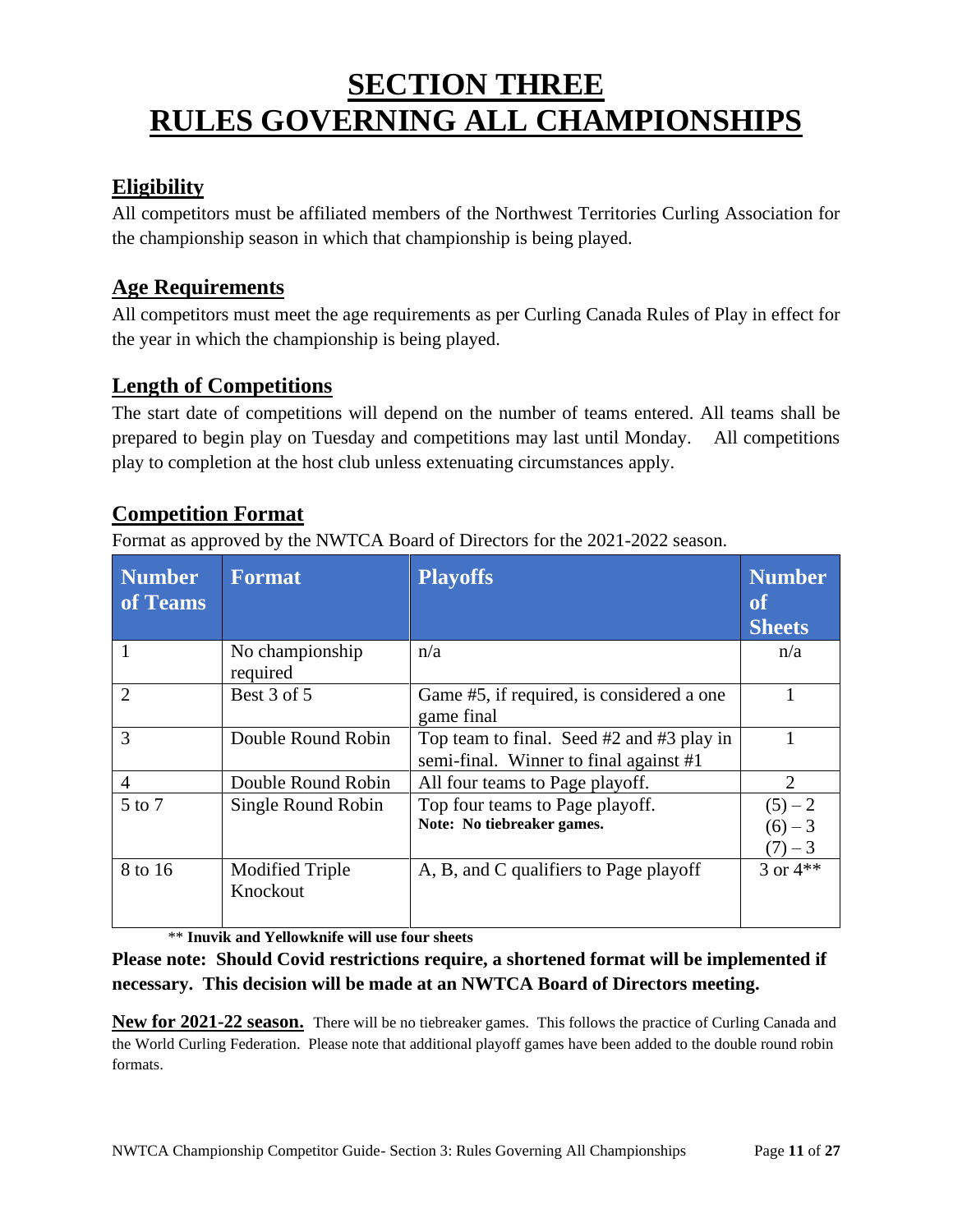# SECTION THREE
# RULES GOVERNING ALL CHAMPIONSHIPS

## Eligibility

All competitors must be affiliated members of the Northwest Territories Curling Association for the championship season in which that championship is being played.

## Age Requirements

All competitors must meet the age requirements as per Curling Canada Rules of Play in effect for the year in which the championship is being played.

## Length of Competitions

The start date of competitions will depend on the number of teams entered. All teams shall be prepared to begin play on Tuesday and competitions may last until Monday. All competitions play to completion at the host club unless extenuating circumstances apply.

## Competition Format

Format as approved by the NWTCA Board of Directors for the 2021-2022 season.

| Number of Teams | Format | Playoffs | Number of Sheets |
|---|---|---|---|
| 1 | No championship required | n/a | n/a |
| 2 | Best 3 of 5 | Game #5, if required, is considered a one game final | 1 |
| 3 | Double Round Robin | Top team to final. Seed #2 and #3 play in semi-final. Winner to final against #1 | 1 |
| 4 | Double Round Robin | All four teams to Page playoff. | 2 |
| 5 to 7 | Single Round Robin | Top four teams to Page playoff. **Note: No tiebreaker games.** | (5) – 2<br>(6) – 3<br>(7) – 3 |
| 8 to 16 | Modified Triple Knockout | A, B, and C qualifiers to Page playoff | 3 or 4** |

** **Inuvik and Yellowknife will use four sheets**

**Please note: Should Covid restrictions require, a shortened format will be implemented if necessary. This decision will be made at an NWTCA Board of Directors meeting.**

**New for 2021-22 season.** There will be no tiebreaker games. This follows the practice of Curling Canada and the World Curling Federation. Please note that additional playoff games have been added to the double round robin formats.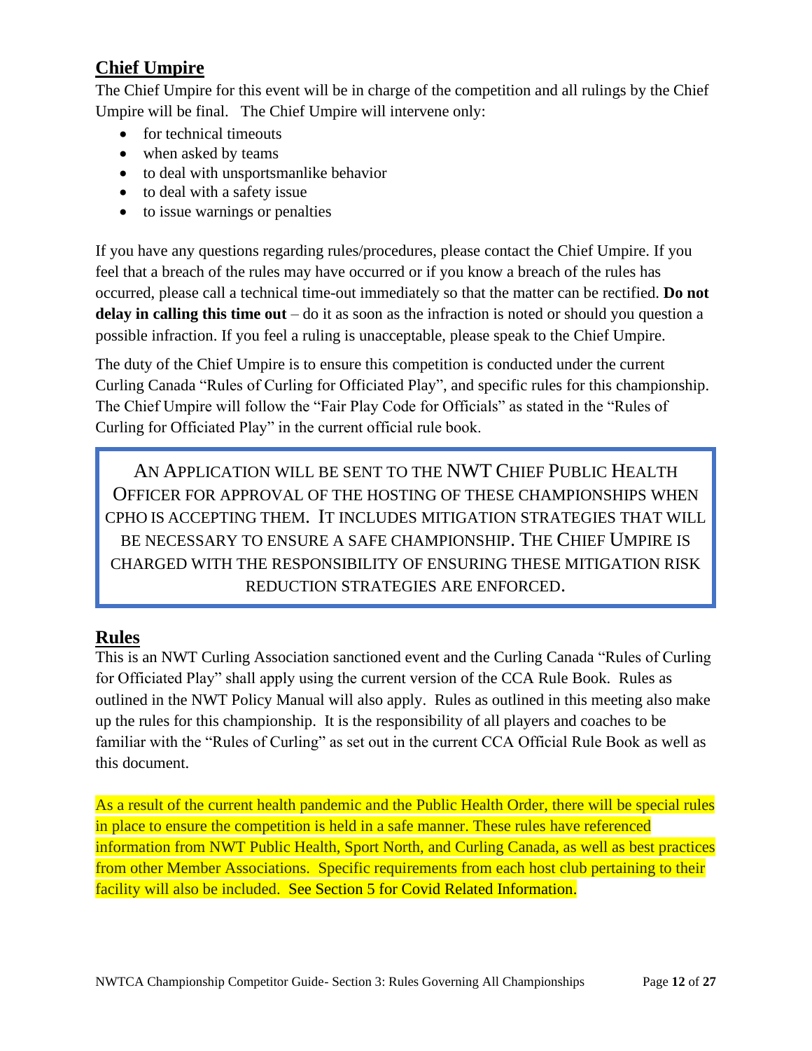## Chief Umpire

The Chief Umpire for this event will be in charge of the competition and all rulings by the Chief Umpire will be final. The Chief Umpire will intervene only:

- for technical timeouts
- when asked by teams
- to deal with unsportsmanlike behavior
- to deal with a safety issue
- to issue warnings or penalties

If you have any questions regarding rules/procedures, please contact the Chief Umpire. If you feel that a breach of the rules may have occurred or if you know a breach of the rules has occurred, please call a technical time-out immediately so that the matter can be rectified. **Do not delay in calling this time out** – do it as soon as the infraction is noted or should you question a possible infraction. If you feel a ruling is unacceptable, please speak to the Chief Umpire.

The duty of the Chief Umpire is to ensure this competition is conducted under the current Curling Canada "Rules of Curling for Officiated Play", and specific rules for this championship. The Chief Umpire will follow the "Fair Play Code for Officials" as stated in the "Rules of Curling for Officiated Play" in the current official rule book.

AN APPLICATION WILL BE SENT TO THE NWT CHIEF PUBLIC HEALTH OFFICER FOR APPROVAL OF THE HOSTING OF THESE CHAMPIONSHIPS WHEN CPHO IS ACCEPTING THEM. IT INCLUDES MITIGATION STRATEGIES THAT WILL BE NECESSARY TO ENSURE A SAFE CHAMPIONSHIP. THE CHIEF UMPIRE IS CHARGED WITH THE RESPONSIBILITY OF ENSURING THESE MITIGATION RISK REDUCTION STRATEGIES ARE ENFORCED.

## Rules

This is an NWT Curling Association sanctioned event and the Curling Canada "Rules of Curling for Officiated Play" shall apply using the current version of the CCA Rule Book. Rules as outlined in the NWT Policy Manual will also apply. Rules as outlined in this meeting also make up the rules for this championship. It is the responsibility of all players and coaches to be familiar with the "Rules of Curling" as set out in the current CCA Official Rule Book as well as this document.

As a result of the current health pandemic and the Public Health Order, there will be special rules in place to ensure the competition is held in a safe manner. These rules have referenced information from NWT Public Health, Sport North, and Curling Canada, as well as best practices from other Member Associations. Specific requirements from each host club pertaining to their facility will also be included. See Section 5 for Covid Related Information.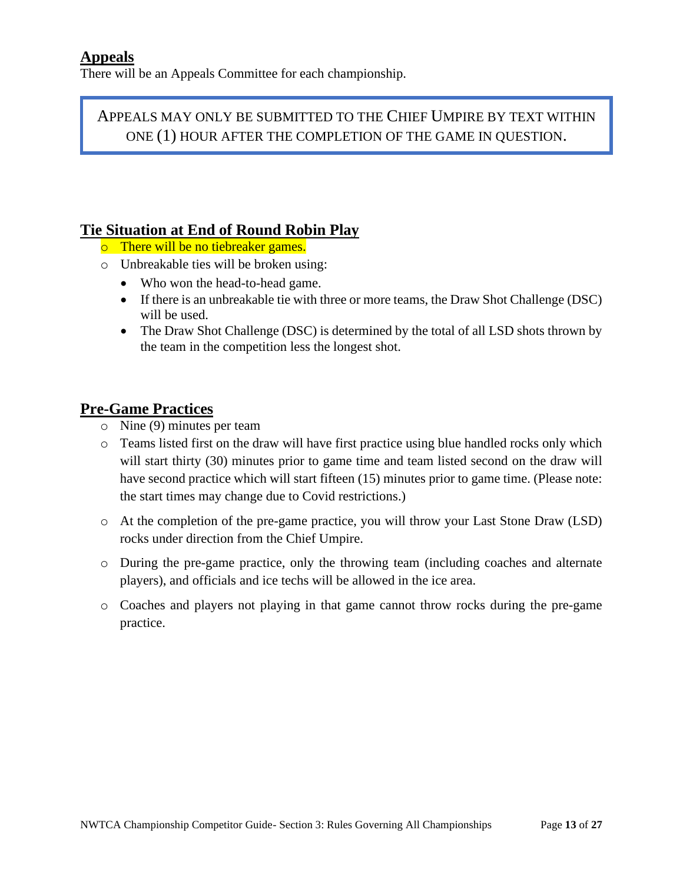## Appeals

There will be an Appeals Committee for each championship.

> APPEALS MAY ONLY BE SUBMITTED TO THE CHIEF UMPIRE BY TEXT WITHIN ONE (1) HOUR AFTER THE COMPLETION OF THE GAME IN QUESTION.

## Tie Situation at End of Round Robin Play

- There will be no tiebreaker games.
- Unbreakable ties will be broken using:
  - Who won the head-to-head game.
  - If there is an unbreakable tie with three or more teams, the Draw Shot Challenge (DSC) will be used.
  - The Draw Shot Challenge (DSC) is determined by the total of all LSD shots thrown by the team in the competition less the longest shot.

## Pre-Game Practices

- Nine (9) minutes per team
- Teams listed first on the draw will have first practice using blue handled rocks only which will start thirty (30) minutes prior to game time and team listed second on the draw will have second practice which will start fifteen (15) minutes prior to game time. (Please note: the start times may change due to Covid restrictions.)
- At the completion of the pre-game practice, you will throw your Last Stone Draw (LSD) rocks under direction from the Chief Umpire.
- During the pre-game practice, only the throwing team (including coaches and alternate players), and officials and ice techs will be allowed in the ice area.
- Coaches and players not playing in that game cannot throw rocks during the pre-game practice.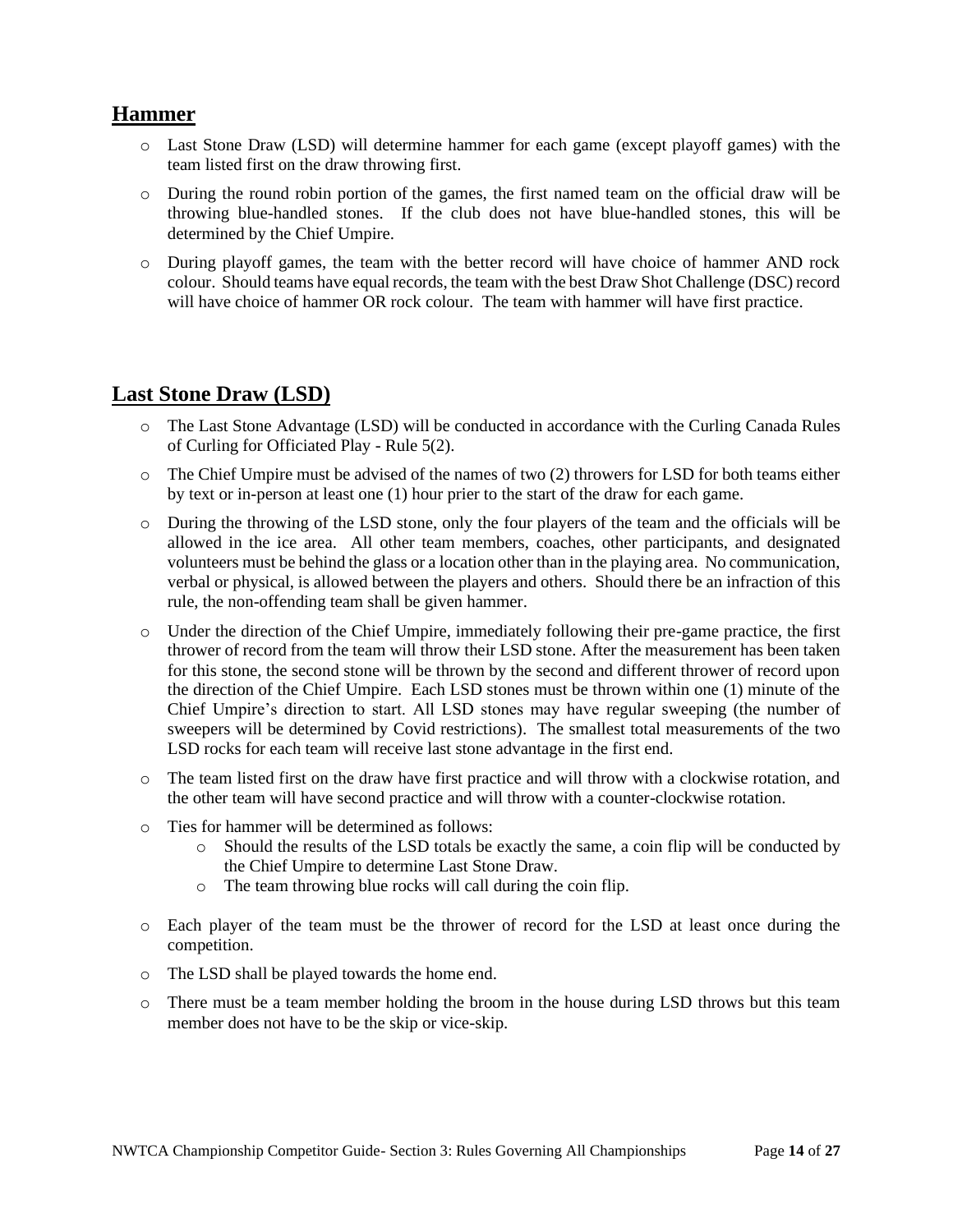## Hammer

- Last Stone Draw (LSD) will determine hammer for each game (except playoff games) with the team listed first on the draw throwing first.
- During the round robin portion of the games, the first named team on the official draw will be throwing blue-handled stones. If the club does not have blue-handled stones, this will be determined by the Chief Umpire.
- During playoff games, the team with the better record will have choice of hammer AND rock colour. Should teams have equal records, the team with the best Draw Shot Challenge (DSC) record will have choice of hammer OR rock colour. The team with hammer will have first practice.

## Last Stone Draw (LSD)

- The Last Stone Advantage (LSD) will be conducted in accordance with the Curling Canada Rules of Curling for Officiated Play - Rule 5(2).
- The Chief Umpire must be advised of the names of two (2) throwers for LSD for both teams either by text or in-person at least one (1) hour prier to the start of the draw for each game.
- During the throwing of the LSD stone, only the four players of the team and the officials will be allowed in the ice area. All other team members, coaches, other participants, and designated volunteers must be behind the glass or a location other than in the playing area. No communication, verbal or physical, is allowed between the players and others. Should there be an infraction of this rule, the non-offending team shall be given hammer.
- Under the direction of the Chief Umpire, immediately following their pre-game practice, the first thrower of record from the team will throw their LSD stone. After the measurement has been taken for this stone, the second stone will be thrown by the second and different thrower of record upon the direction of the Chief Umpire. Each LSD stones must be thrown within one (1) minute of the Chief Umpire's direction to start. All LSD stones may have regular sweeping (the number of sweepers will be determined by Covid restrictions). The smallest total measurements of the two LSD rocks for each team will receive last stone advantage in the first end.
- The team listed first on the draw have first practice and will throw with a clockwise rotation, and the other team will have second practice and will throw with a counter-clockwise rotation.
- Ties for hammer will be determined as follows:
  - Should the results of the LSD totals be exactly the same, a coin flip will be conducted by the Chief Umpire to determine Last Stone Draw.
  - The team throwing blue rocks will call during the coin flip.
- Each player of the team must be the thrower of record for the LSD at least once during the competition.
- The LSD shall be played towards the home end.
- There must be a team member holding the broom in the house during LSD throws but this team member does not have to be the skip or vice-skip.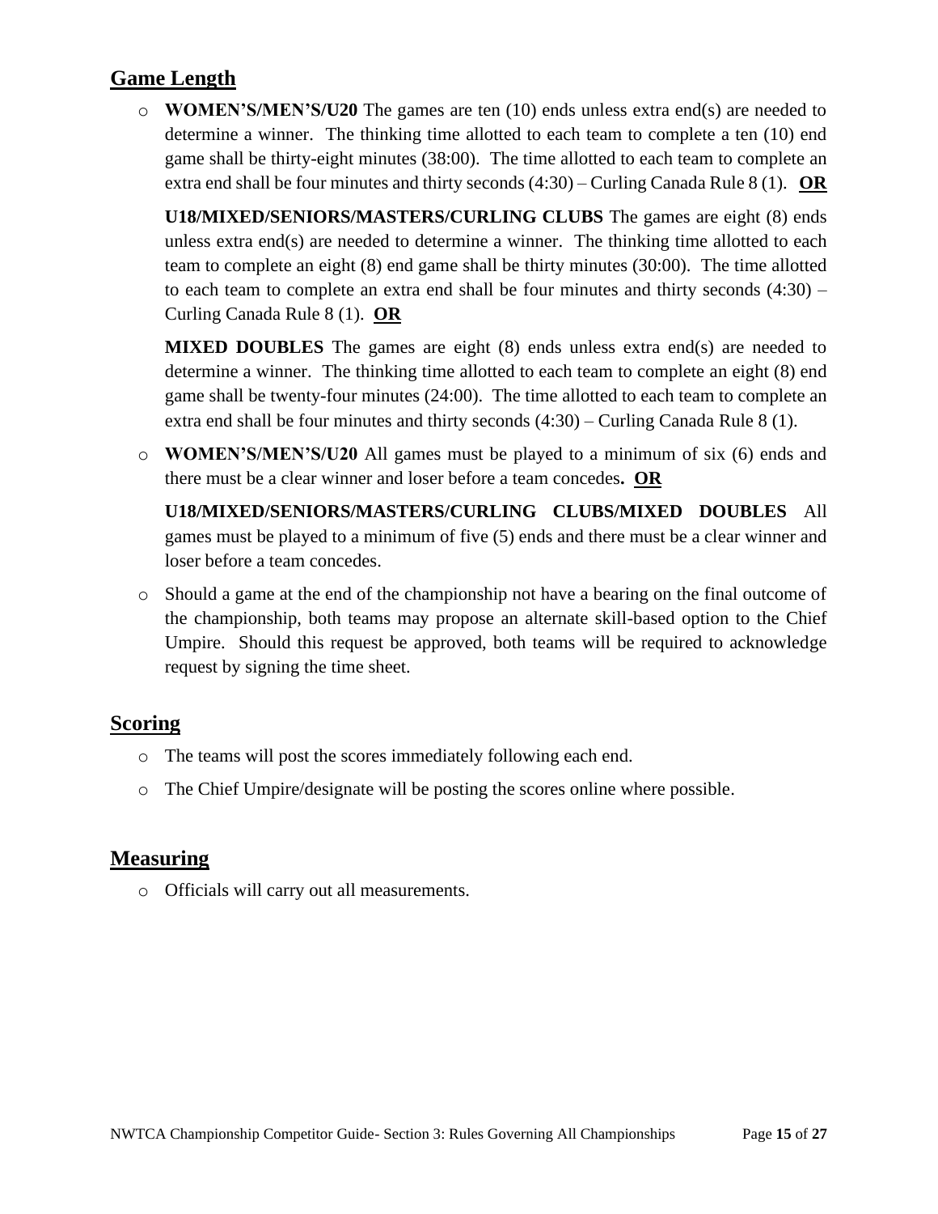## Game Length

- **WOMEN'S/MEN'S/U20** The games are ten (10) ends unless extra end(s) are needed to determine a winner. The thinking time allotted to each team to complete a ten (10) end game shall be thirty-eight minutes (38:00). The time allotted to each team to complete an extra end shall be four minutes and thirty seconds (4:30) – Curling Canada Rule 8 (1). **OR**

  **U18/MIXED/SENIORS/MASTERS/CURLING CLUBS** The games are eight (8) ends unless extra end(s) are needed to determine a winner. The thinking time allotted to each team to complete an eight (8) end game shall be thirty minutes (30:00). The time allotted to each team to complete an extra end shall be four minutes and thirty seconds (4:30) – Curling Canada Rule 8 (1). **OR**

  **MIXED DOUBLES** The games are eight (8) ends unless extra end(s) are needed to determine a winner. The thinking time allotted to each team to complete an eight (8) end game shall be twenty-four minutes (24:00). The time allotted to each team to complete an extra end shall be four minutes and thirty seconds (4:30) – Curling Canada Rule 8 (1).

- **WOMEN'S/MEN'S/U20** All games must be played to a minimum of six (6) ends and there must be a clear winner and loser before a team concedes. **OR**

  **U18/MIXED/SENIORS/MASTERS/CURLING CLUBS/MIXED DOUBLES** All games must be played to a minimum of five (5) ends and there must be a clear winner and loser before a team concedes.

- Should a game at the end of the championship not have a bearing on the final outcome of the championship, both teams may propose an alternate skill-based option to the Chief Umpire. Should this request be approved, both teams will be required to acknowledge request by signing the time sheet.

## Scoring

- The teams will post the scores immediately following each end.
- The Chief Umpire/designate will be posting the scores online where possible.

## Measuring

- Officials will carry out all measurements.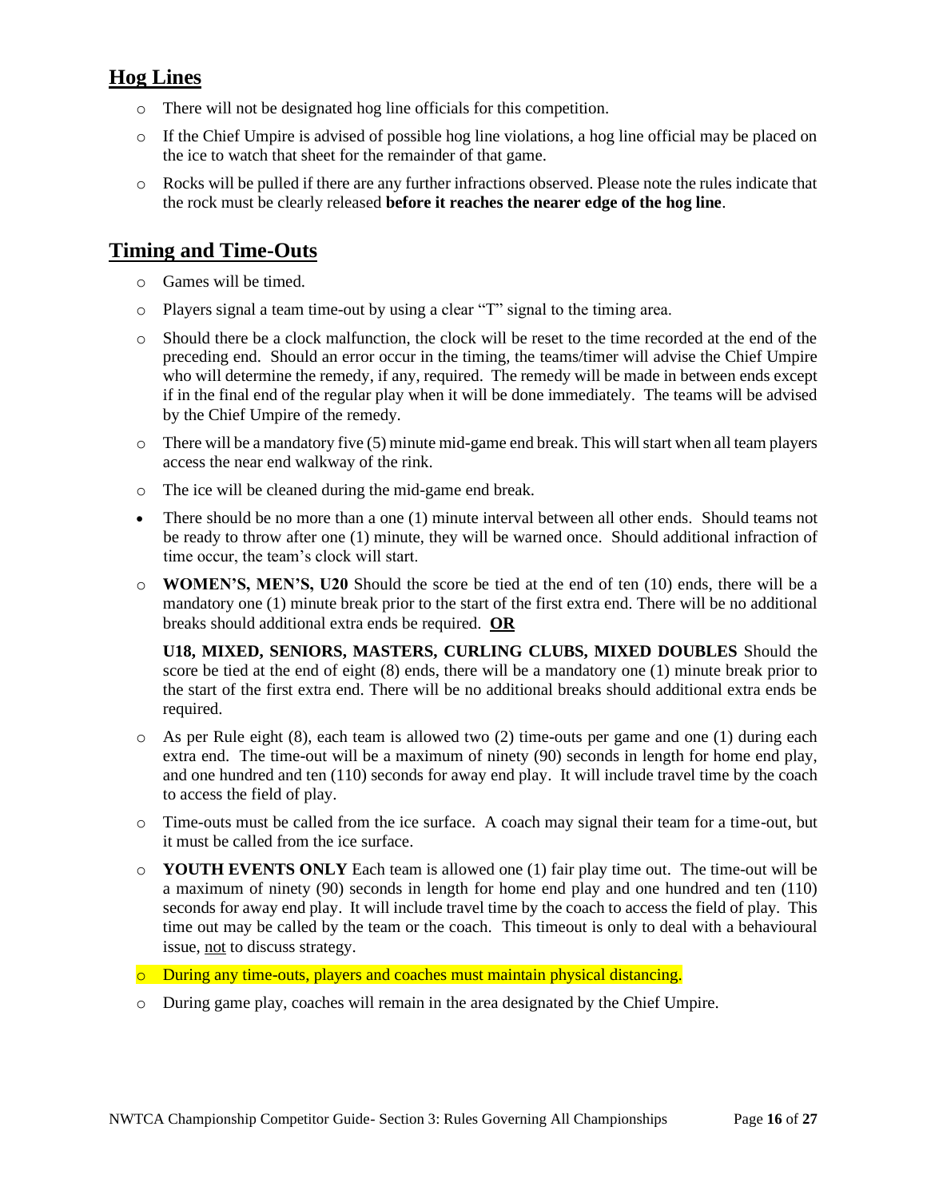## Hog Lines

- There will not be designated hog line officials for this competition.
- If the Chief Umpire is advised of possible hog line violations, a hog line official may be placed on the ice to watch that sheet for the remainder of that game.
- Rocks will be pulled if there are any further infractions observed. Please note the rules indicate that the rock must be clearly released **before it reaches the nearer edge of the hog line**.

## Timing and Time-Outs

- Games will be timed.
- Players signal a team time-out by using a clear "T" signal to the timing area.
- Should there be a clock malfunction, the clock will be reset to the time recorded at the end of the preceding end. Should an error occur in the timing, the teams/timer will advise the Chief Umpire who will determine the remedy, if any, required. The remedy will be made in between ends except if in the final end of the regular play when it will be done immediately. The teams will be advised by the Chief Umpire of the remedy.
- There will be a mandatory five (5) minute mid-game end break. This will start when all team players access the near end walkway of the rink.
- The ice will be cleaned during the mid-game end break.
- There should be no more than a one (1) minute interval between all other ends. Should teams not be ready to throw after one (1) minute, they will be warned once. Should additional infraction of time occur, the team's clock will start.
- **WOMEN'S, MEN'S, U20** Should the score be tied at the end of ten (10) ends, there will be a mandatory one (1) minute break prior to the start of the first extra end. There will be no additional breaks should additional extra ends be required. **<u>OR</u>**

  **U18, MIXED, SENIORS, MASTERS, CURLING CLUBS, MIXED DOUBLES** Should the score be tied at the end of eight (8) ends, there will be a mandatory one (1) minute break prior to the start of the first extra end. There will be no additional breaks should additional extra ends be required.
- As per Rule eight (8), each team is allowed two (2) time-outs per game and one (1) during each extra end. The time-out will be a maximum of ninety (90) seconds in length for home end play, and one hundred and ten (110) seconds for away end play. It will include travel time by the coach to access the field of play.
- Time-outs must be called from the ice surface. A coach may signal their team for a time-out, but it must be called from the ice surface.
- **YOUTH EVENTS ONLY** Each team is allowed one (1) fair play time out. The time-out will be a maximum of ninety (90) seconds in length for home end play and one hundred and ten (110) seconds for away end play. It will include travel time by the coach to access the field of play. This time out may be called by the team or the coach. This timeout is only to deal with a behavioural issue, <u>not</u> to discuss strategy.
- During any time-outs, players and coaches must maintain physical distancing.
- During game play, coaches will remain in the area designated by the Chief Umpire.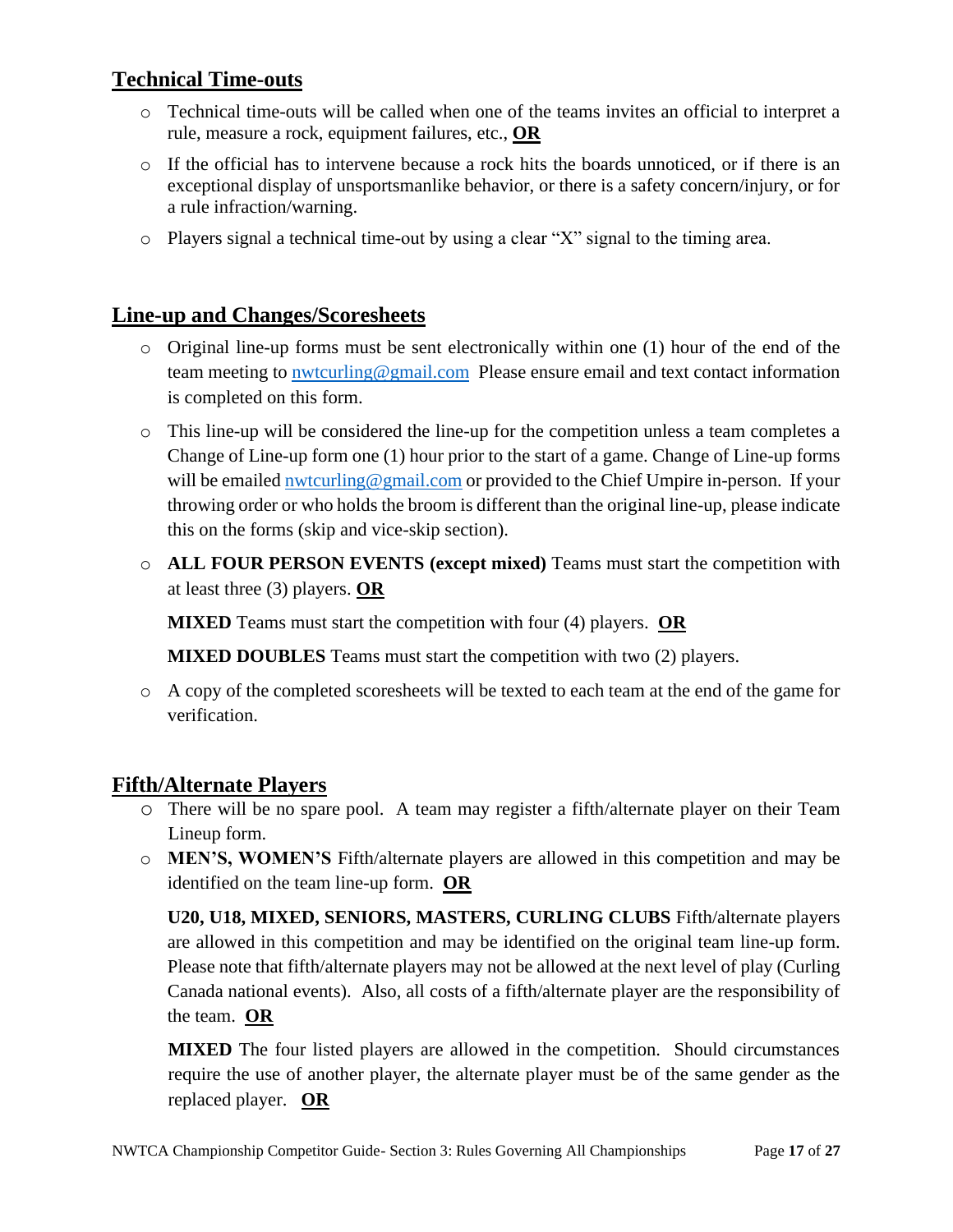## Technical Time-outs

- Technical time-outs will be called when one of the teams invites an official to interpret a rule, measure a rock, equipment failures, etc., **OR**
- If the official has to intervene because a rock hits the boards unnoticed, or if there is an exceptional display of unsportsmanlike behavior, or there is a safety concern/injury, or for a rule infraction/warning.
- Players signal a technical time-out by using a clear "X" signal to the timing area.

## Line-up and Changes/Scoresheets

- Original line-up forms must be sent electronically within one (1) hour of the end of the team meeting to nwtcurling@gmail.com Please ensure email and text contact information is completed on this form.
- This line-up will be considered the line-up for the competition unless a team completes a Change of Line-up form one (1) hour prior to the start of a game. Change of Line-up forms will be emailed nwtcurling@gmail.com or provided to the Chief Umpire in-person. If your throwing order or who holds the broom is different than the original line-up, please indicate this on the forms (skip and vice-skip section).
- **ALL FOUR PERSON EVENTS (except mixed)** Teams must start the competition with at least three (3) players. **OR**

  **MIXED** Teams must start the competition with four (4) players. **OR**

  **MIXED DOUBLES** Teams must start the competition with two (2) players.
- A copy of the completed scoresheets will be texted to each team at the end of the game for verification.

## Fifth/Alternate Players

- There will be no spare pool. A team may register a fifth/alternate player on their Team Lineup form.
- **MEN'S, WOMEN'S** Fifth/alternate players are allowed in this competition and may be identified on the team line-up form. **OR**

  **U20, U18, MIXED, SENIORS, MASTERS, CURLING CLUBS** Fifth/alternate players are allowed in this competition and may be identified on the original team line-up form. Please note that fifth/alternate players may not be allowed at the next level of play (Curling Canada national events). Also, all costs of a fifth/alternate player are the responsibility of the team. **OR**

  **MIXED** The four listed players are allowed in the competition. Should circumstances require the use of another player, the alternate player must be of the same gender as the replaced player. **OR**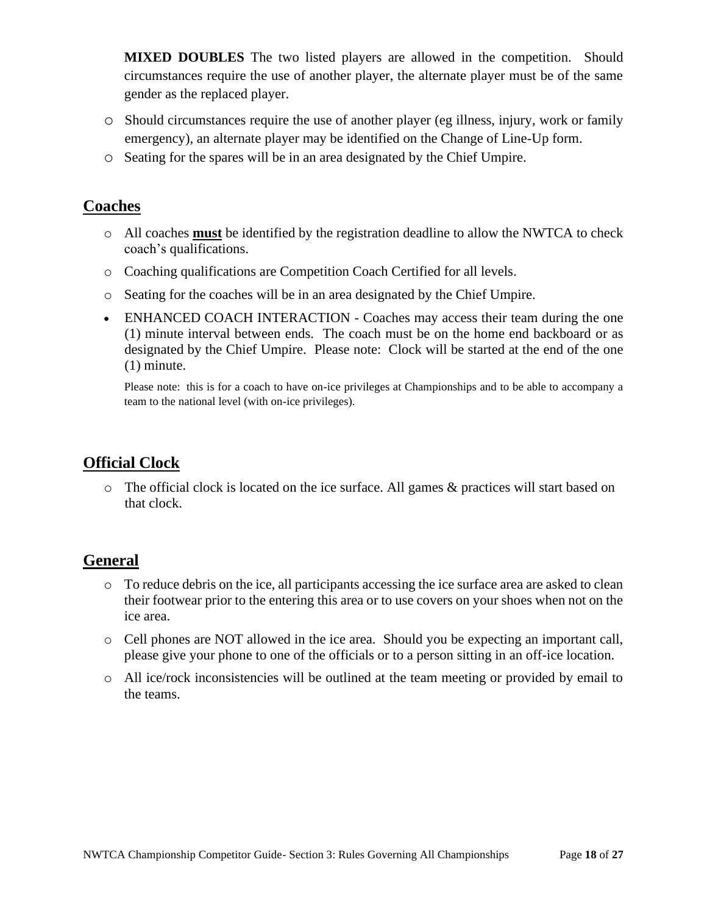**MIXED DOUBLES** The two listed players are allowed in the competition. Should circumstances require the use of another player, the alternate player must be of the same gender as the replaced player.

- Should circumstances require the use of another player (eg illness, injury, work or family emergency), an alternate player may be identified on the Change of Line-Up form.
- Seating for the spares will be in an area designated by the Chief Umpire.

## Coaches

- All coaches **must** be identified by the registration deadline to allow the NWTCA to check coach's qualifications.
- Coaching qualifications are Competition Coach Certified for all levels.
- Seating for the coaches will be in an area designated by the Chief Umpire.
- ENHANCED COACH INTERACTION - Coaches may access their team during the one (1) minute interval between ends. The coach must be on the home end backboard or as designated by the Chief Umpire. Please note: Clock will be started at the end of the one (1) minute.

  Please note: this is for a coach to have on-ice privileges at Championships and to be able to accompany a team to the national level (with on-ice privileges).

## Official Clock

- The official clock is located on the ice surface. All games & practices will start based on that clock.

## General

- To reduce debris on the ice, all participants accessing the ice surface area are asked to clean their footwear prior to the entering this area or to use covers on your shoes when not on the ice area.
- Cell phones are NOT allowed in the ice area. Should you be expecting an important call, please give your phone to one of the officials or to a person sitting in an off-ice location.
- All ice/rock inconsistencies will be outlined at the team meeting or provided by email to the teams.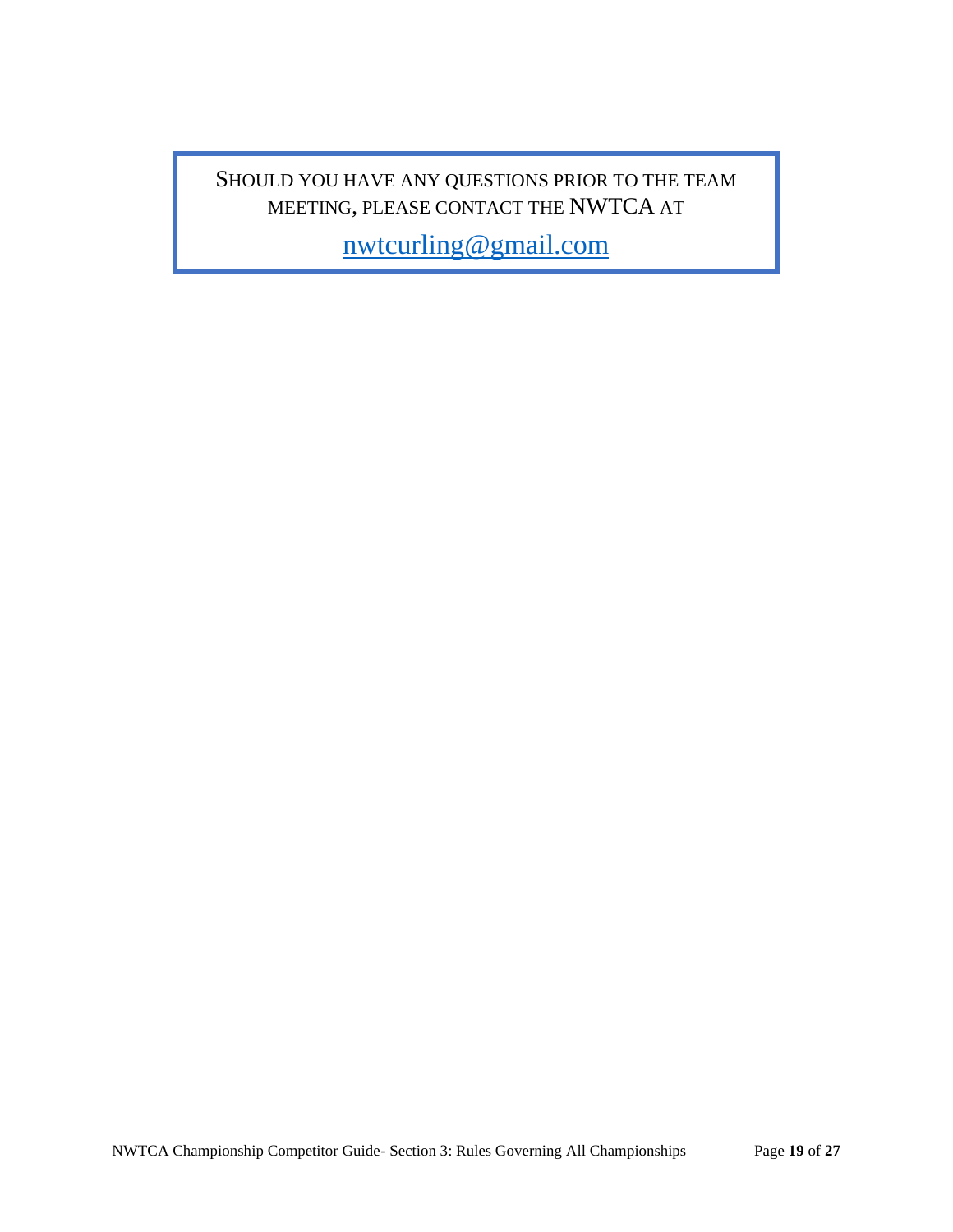SHOULD YOU HAVE ANY QUESTIONS PRIOR TO THE TEAM MEETING, PLEASE CONTACT THE NWTCA AT

nwtcurling@gmail.com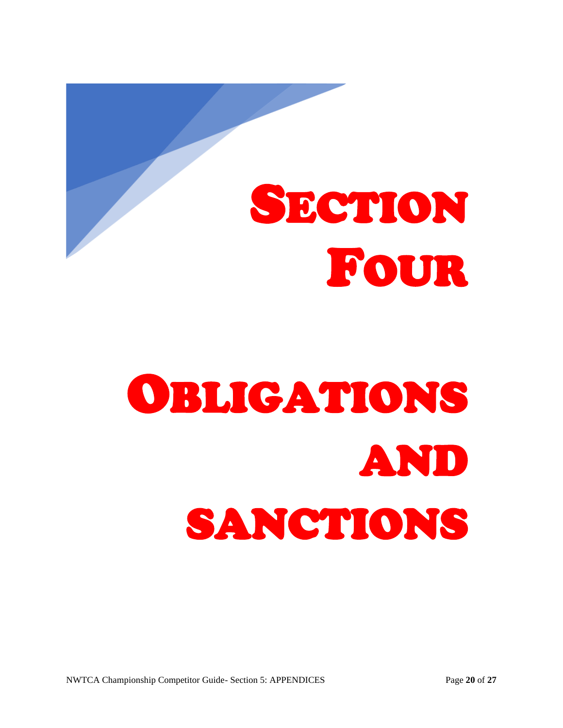# SECTION FOUR

# OBLIGATIONS AND SANCTIONS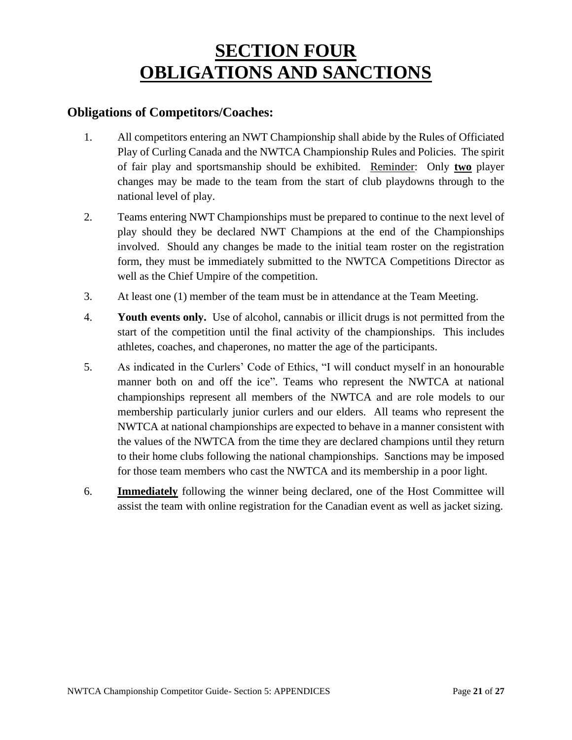# SECTION FOUR
# OBLIGATIONS AND SANCTIONS

## Obligations of Competitors/Coaches:

1. All competitors entering an NWT Championship shall abide by the Rules of Officiated Play of Curling Canada and the NWTCA Championship Rules and Policies. The spirit of fair play and sportsmanship should be exhibited. Reminder: Only **two** player changes may be made to the team from the start of club playdowns through to the national level of play.

2. Teams entering NWT Championships must be prepared to continue to the next level of play should they be declared NWT Champions at the end of the Championships involved. Should any changes be made to the initial team roster on the registration form, they must be immediately submitted to the NWTCA Competitions Director as well as the Chief Umpire of the competition.

3. At least one (1) member of the team must be in attendance at the Team Meeting.

4. **Youth events only.** Use of alcohol, cannabis or illicit drugs is not permitted from the start of the competition until the final activity of the championships. This includes athletes, coaches, and chaperones, no matter the age of the participants.

5. As indicated in the Curlers' Code of Ethics, "I will conduct myself in an honourable manner both on and off the ice". Teams who represent the NWTCA at national championships represent all members of the NWTCA and are role models to our membership particularly junior curlers and our elders. All teams who represent the NWTCA at national championships are expected to behave in a manner consistent with the values of the NWTCA from the time they are declared champions until they return to their home clubs following the national championships. Sanctions may be imposed for those team members who cast the NWTCA and its membership in a poor light.

6. **Immediately** following the winner being declared, one of the Host Committee will assist the team with online registration for the Canadian event as well as jacket sizing.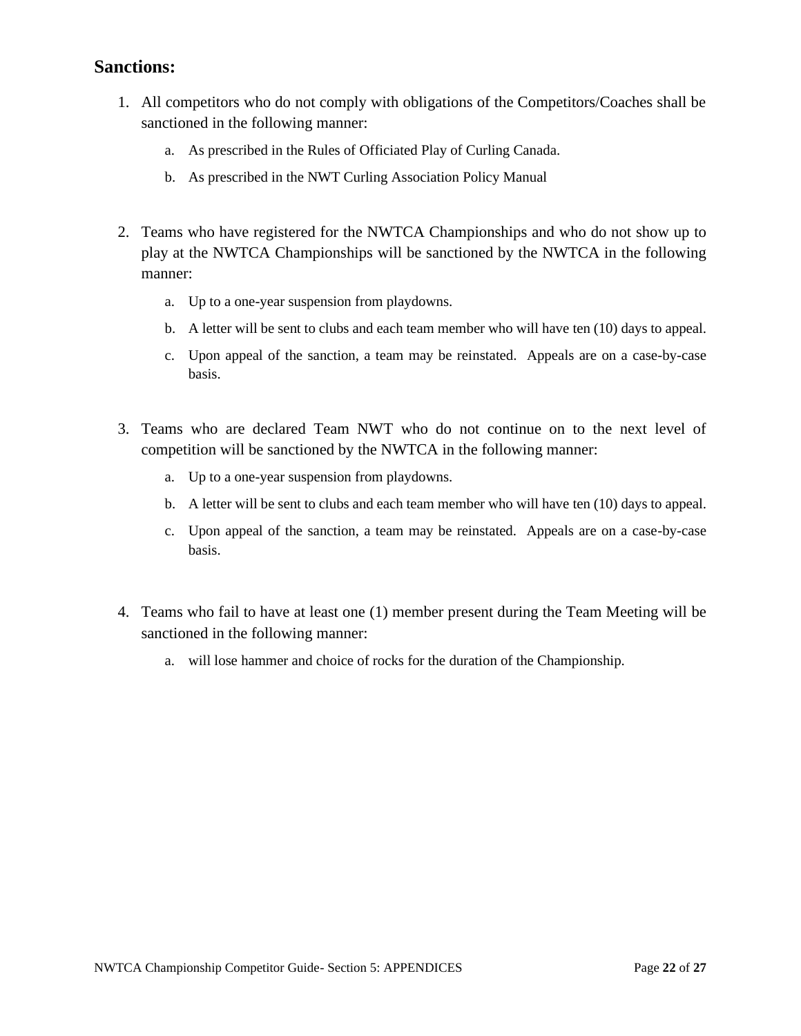## Sanctions:

1. All competitors who do not comply with obligations of the Competitors/Coaches shall be sanctioned in the following manner:
   a. As prescribed in the Rules of Officiated Play of Curling Canada.
   b. As prescribed in the NWT Curling Association Policy Manual

2. Teams who have registered for the NWTCA Championships and who do not show up to play at the NWTCA Championships will be sanctioned by the NWTCA in the following manner:
   a. Up to a one-year suspension from playdowns.
   b. A letter will be sent to clubs and each team member who will have ten (10) days to appeal.
   c. Upon appeal of the sanction, a team may be reinstated. Appeals are on a case-by-case basis.

3. Teams who are declared Team NWT who do not continue on to the next level of competition will be sanctioned by the NWTCA in the following manner:
   a. Up to a one-year suspension from playdowns.
   b. A letter will be sent to clubs and each team member who will have ten (10) days to appeal.
   c. Upon appeal of the sanction, a team may be reinstated. Appeals are on a case-by-case basis.

4. Teams who fail to have at least one (1) member present during the Team Meeting will be sanctioned in the following manner:
   a. will lose hammer and choice of rocks for the duration of the Championship.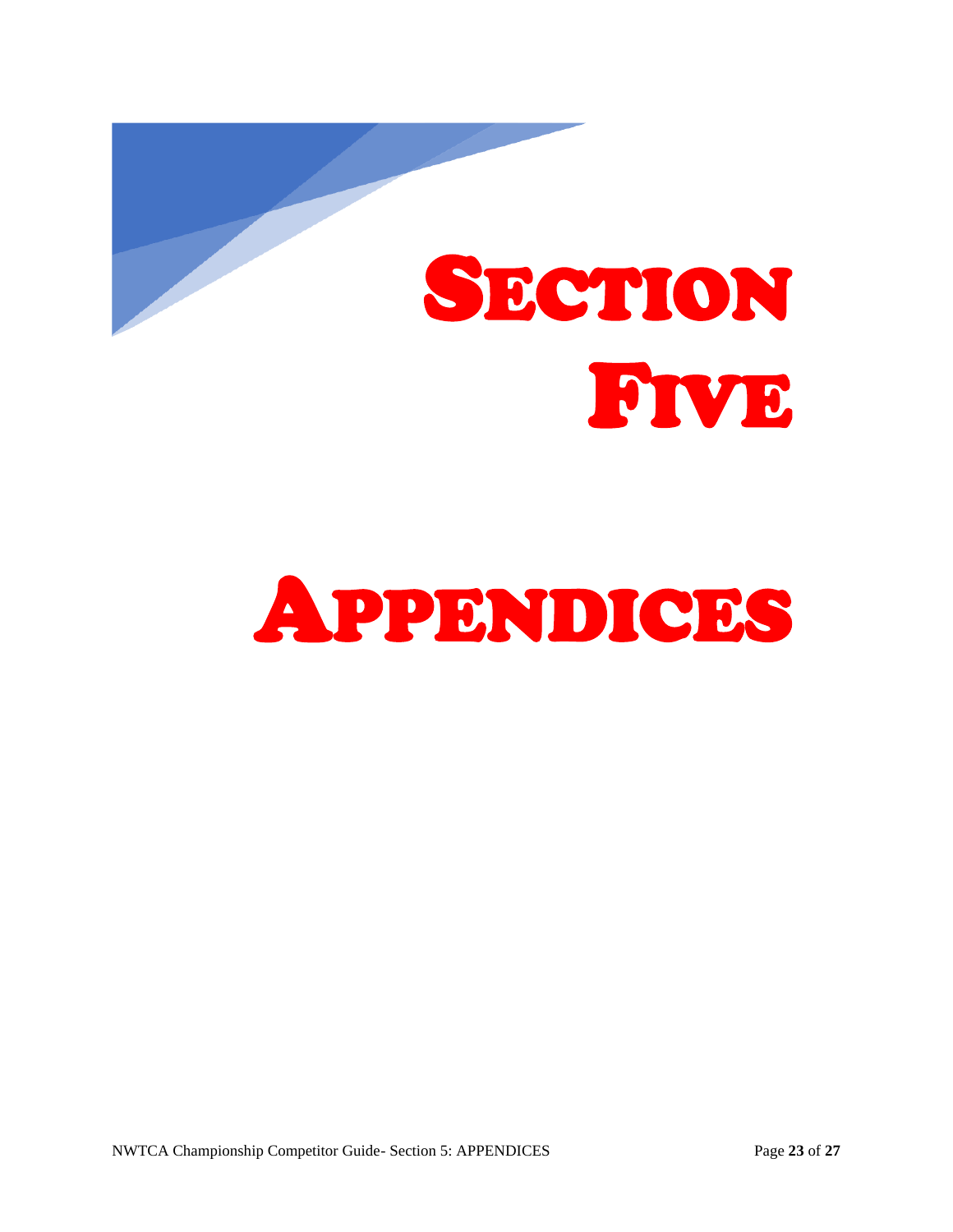# SECTION FIVE

# APPENDICES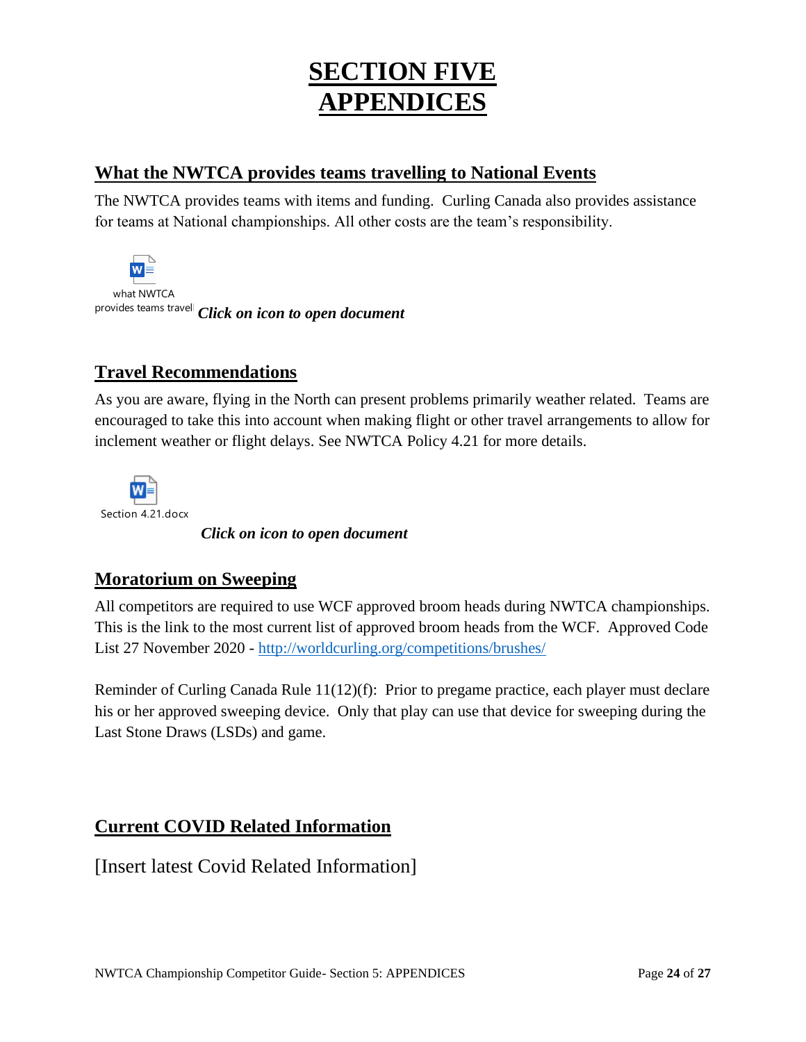# SECTION FIVE
# APPENDICES

## What the NWTCA provides teams travelling to National Events

The NWTCA provides teams with items and funding. Curling Canada also provides assistance for teams at National championships. All other costs are the team's responsibility.

what NWTCA provides teams travell *Click on icon to open document*

## Travel Recommendations

As you are aware, flying in the North can present problems primarily weather related. Teams are encouraged to take this into account when making flight or other travel arrangements to allow for inclement weather or flight delays. See NWTCA Policy 4.21 for more details.

Section 4.21.docx

*Click on icon to open document*

## Moratorium on Sweeping

All competitors are required to use WCF approved broom heads during NWTCA championships. This is the link to the most current list of approved broom heads from the WCF. Approved Code List 27 November 2020 - [http://worldcurling.org/competitions/brushes/](http://worldcurling.org/competitions/brushes/)

Reminder of Curling Canada Rule 11(12)(f): Prior to pregame practice, each player must declare his or her approved sweeping device. Only that play can use that device for sweeping during the Last Stone Draws (LSDs) and game.

## Current COVID Related Information

[Insert latest Covid Related Information]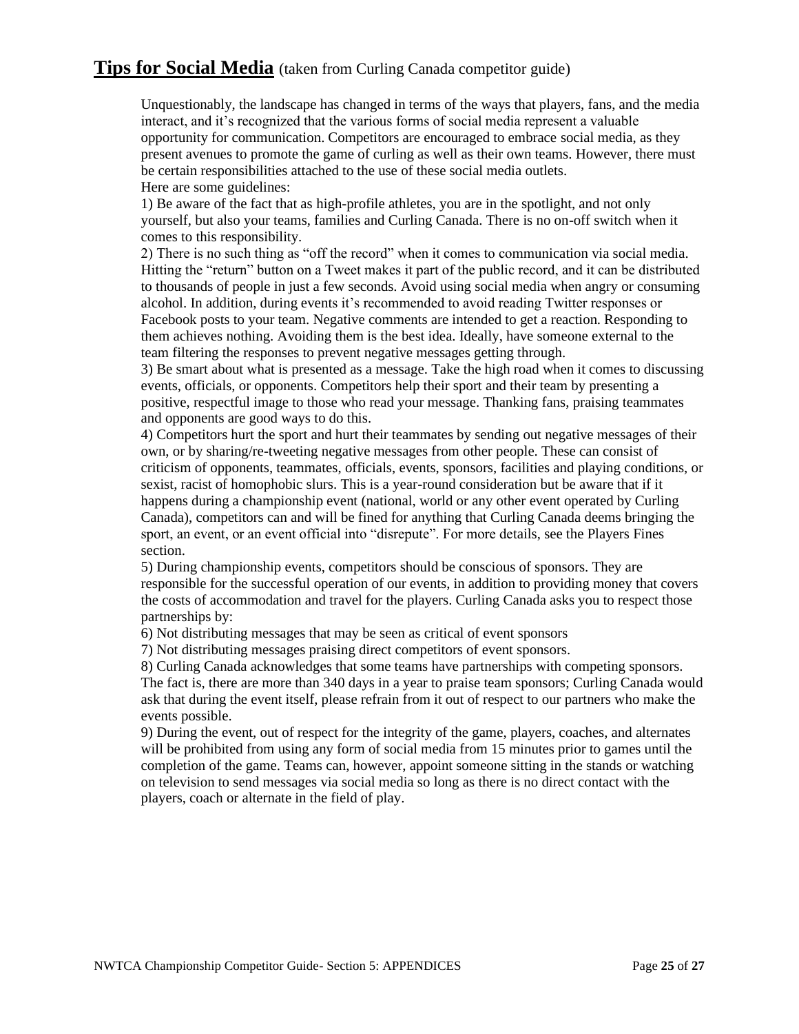## **Tips for Social Media** (taken from Curling Canada competitor guide)

Unquestionably, the landscape has changed in terms of the ways that players, fans, and the media interact, and it's recognized that the various forms of social media represent a valuable opportunity for communication. Competitors are encouraged to embrace social media, as they present avenues to promote the game of curling as well as their own teams. However, there must be certain responsibilities attached to the use of these social media outlets.
Here are some guidelines:

1) Be aware of the fact that as high-profile athletes, you are in the spotlight, and not only yourself, but also your teams, families and Curling Canada. There is no on-off switch when it comes to this responsibility.

2) There is no such thing as "off the record" when it comes to communication via social media. Hitting the "return" button on a Tweet makes it part of the public record, and it can be distributed to thousands of people in just a few seconds. Avoid using social media when angry or consuming alcohol. In addition, during events it's recommended to avoid reading Twitter responses or Facebook posts to your team. Negative comments are intended to get a reaction. Responding to them achieves nothing. Avoiding them is the best idea. Ideally, have someone external to the team filtering the responses to prevent negative messages getting through.

3) Be smart about what is presented as a message. Take the high road when it comes to discussing events, officials, or opponents. Competitors help their sport and their team by presenting a positive, respectful image to those who read your message. Thanking fans, praising teammates and opponents are good ways to do this.

4) Competitors hurt the sport and hurt their teammates by sending out negative messages of their own, or by sharing/re-tweeting negative messages from other people. These can consist of criticism of opponents, teammates, officials, events, sponsors, facilities and playing conditions, or sexist, racist of homophobic slurs. This is a year-round consideration but be aware that if it happens during a championship event (national, world or any other event operated by Curling Canada), competitors can and will be fined for anything that Curling Canada deems bringing the sport, an event, or an event official into "disrepute". For more details, see the Players Fines section.

5) During championship events, competitors should be conscious of sponsors. They are responsible for the successful operation of our events, in addition to providing money that covers the costs of accommodation and travel for the players. Curling Canada asks you to respect those partnerships by:

6) Not distributing messages that may be seen as critical of event sponsors

7) Not distributing messages praising direct competitors of event sponsors.

8) Curling Canada acknowledges that some teams have partnerships with competing sponsors. The fact is, there are more than 340 days in a year to praise team sponsors; Curling Canada would ask that during the event itself, please refrain from it out of respect to our partners who make the events possible.

9) During the event, out of respect for the integrity of the game, players, coaches, and alternates will be prohibited from using any form of social media from 15 minutes prior to games until the completion of the game. Teams can, however, appoint someone sitting in the stands or watching on television to send messages via social media so long as there is no direct contact with the players, coach or alternate in the field of play.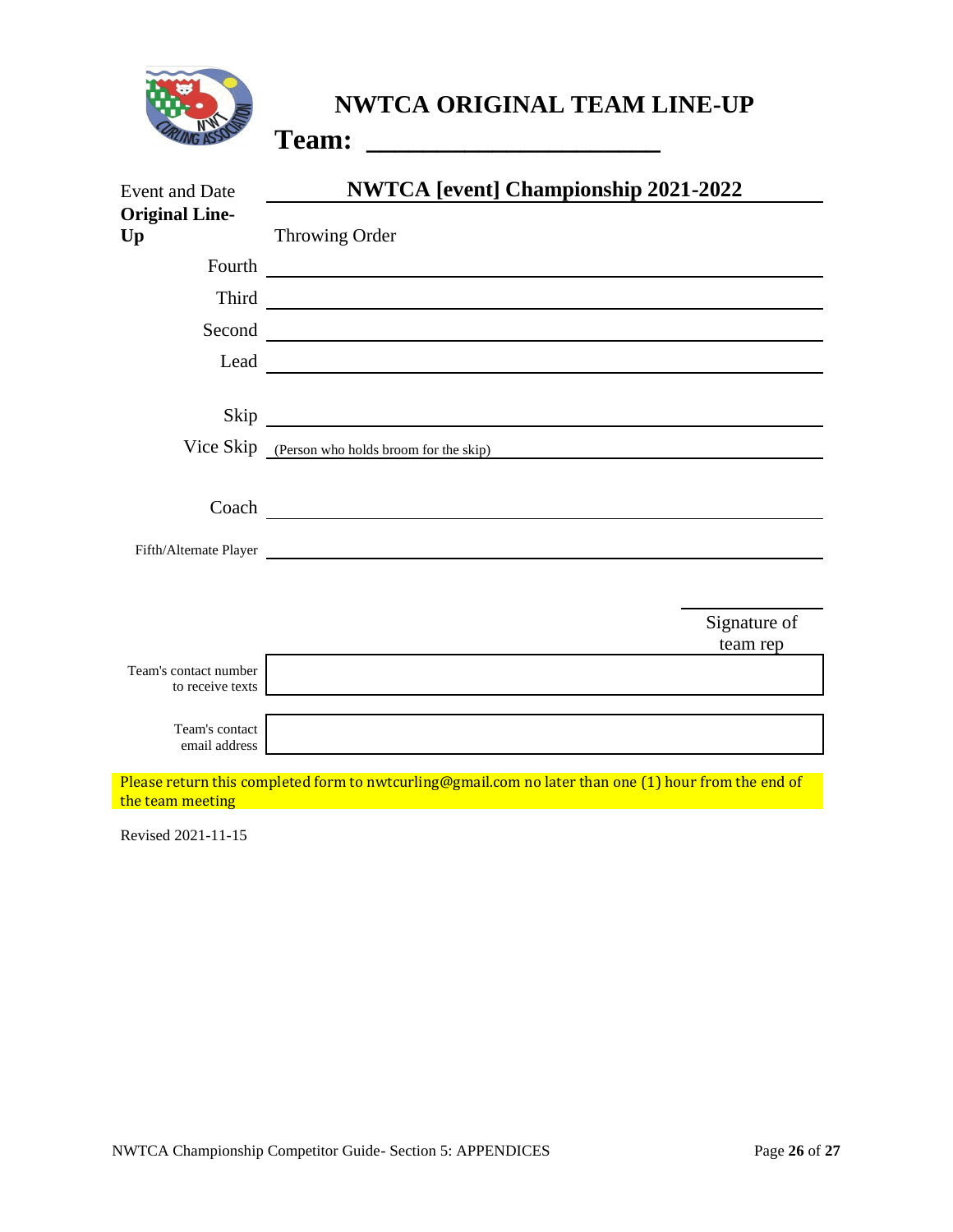# NWTCA ORIGINAL TEAM LINE-UP

**Team: ______________________**

Event and Date: **NWTCA [event] Championship 2021-2022**

**Original Line-Up**

Throwing Order

Fourth ______________________

Third ______________________

Second ______________________

Lead ______________________

Skip ______________________

Vice Skip (Person who holds broom for the skip) ______________________

Coach ______________________

Fifth/Alternate Player ______________________

______________________
Signature of team rep

| Team's contact number to receive texts | |
|---|---|
| Team's contact email address | |

Please return this completed form to nwtcurling@gmail.com no later than one (1) hour from the end of the team meeting

Revised 2021-11-15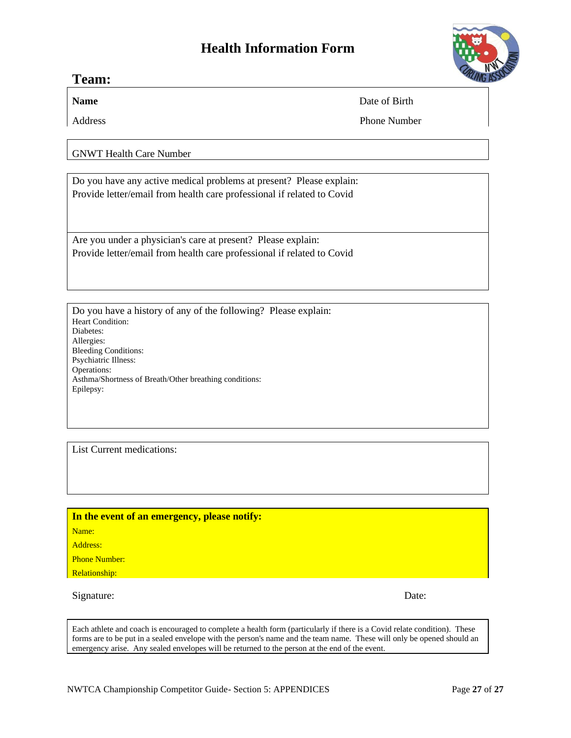# Health Information Form

## Team:

**Name** Date of Birth

Address Phone Number

GNWT Health Care Number

Do you have any active medical problems at present? Please explain:
Provide letter/email from health care professional if related to Covid

Are you under a physician's care at present? Please explain:
Provide letter/email from health care professional if related to Covid

Do you have a history of any of the following? Please explain:
Heart Condition:
Diabetes:
Allergies:
Bleeding Conditions:
Psychiatric Illness:
Operations:
Asthma/Shortness of Breath/Other breathing conditions:
Epilepsy:

List Current medications:

**In the event of an emergency, please notify:**

Name:
Address:
Phone Number:
Relationship:

Signature: Date:

Each athlete and coach is encouraged to complete a health form (particularly if there is a Covid relate condition). These forms are to be put in a sealed envelope with the person's name and the team name. These will only be opened should an emergency arise. Any sealed envelopes will be returned to the person at the end of the event.